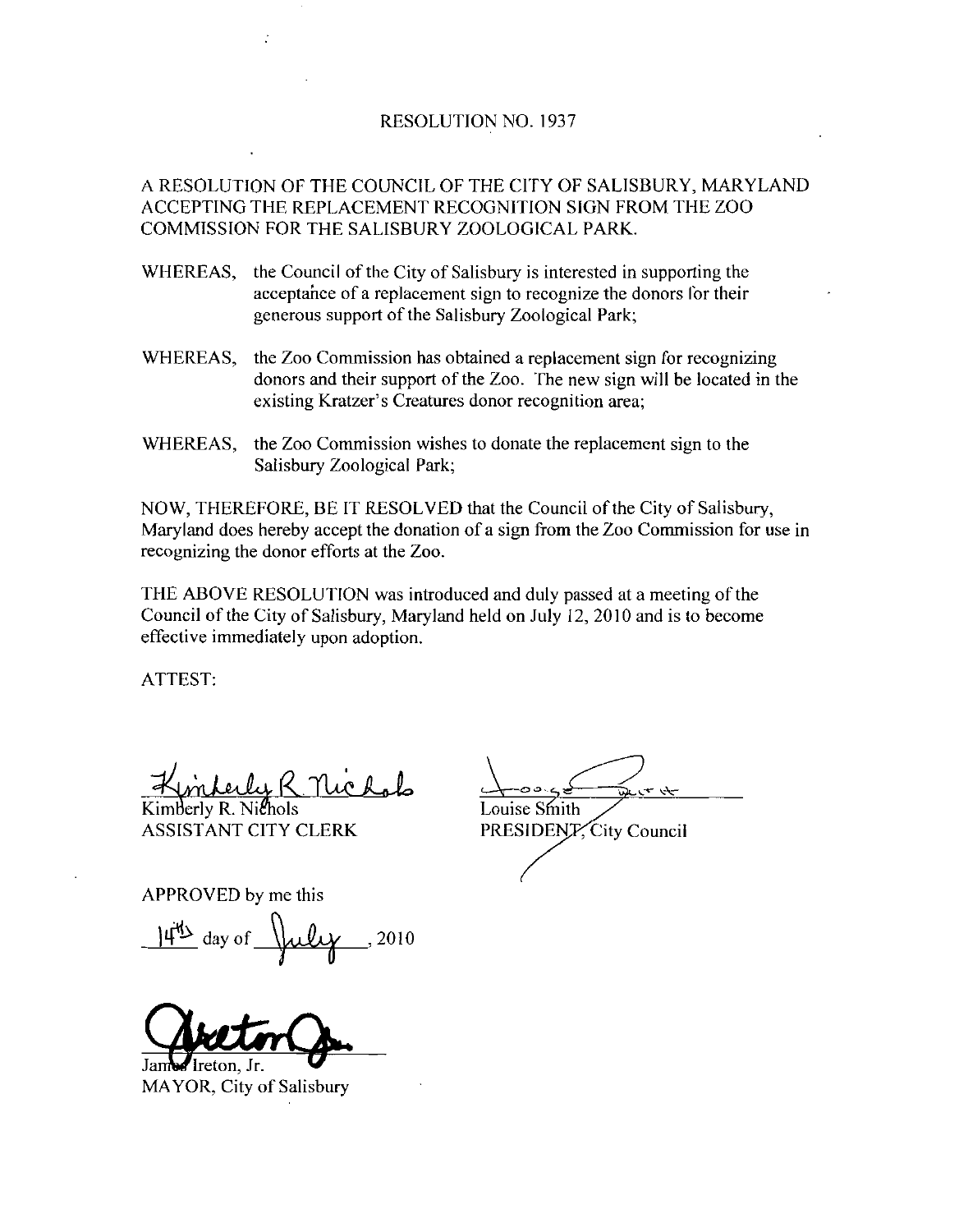# RESOLUTION NO. 1937

A RESOLUTION OF THE COUNCIL OF THE CITY OF SALISBURY, MARYLAND ACCEPTING THE REPLACEMENT RECOGNITION SIGN FROM THE ZOO COMMISSION FOR THE SALISBURY ZOOLOGICAL PARK.

WHEREAS, the Council of the City of Salisbury is interested in supporting the acceptance of a replacement sign to recognize the donors for their generous support of the Salisbury Zoological Park;

WHEREAS, the Zoo Commission has obtained a replacement sign for recognizing donors and their support of the Zoo. The new sign will be located in the existing Kratzer's Creatures donor recognition area;

WHEREAS, the Zoo Commission wishes to donate the replacement sign to the Salisbury Zoological Park;

NOW, THEREFORE, BE IT RESOLVED that the Council of the City of Salisbury, Maryland does hereby accept the donation of a sign from the Zoo Commission for use in recognizing the donor efforts at the Zoo.

THE ABOVE RESOLUTION was introduced and duly passed at a meeting of the Council of the City of Salisbury, Maryland held on July 12, 2010 and is to become effective immediately upon adoption.

ATTEST:

Kimberly R. Nichols
ASSISTANT CITY CLERK

Louise Smith
PRESIDENT, City Council

APPROVED by me this

14th day of July, 2010

James Ireton, Jr.
MAYOR, City of Salisbury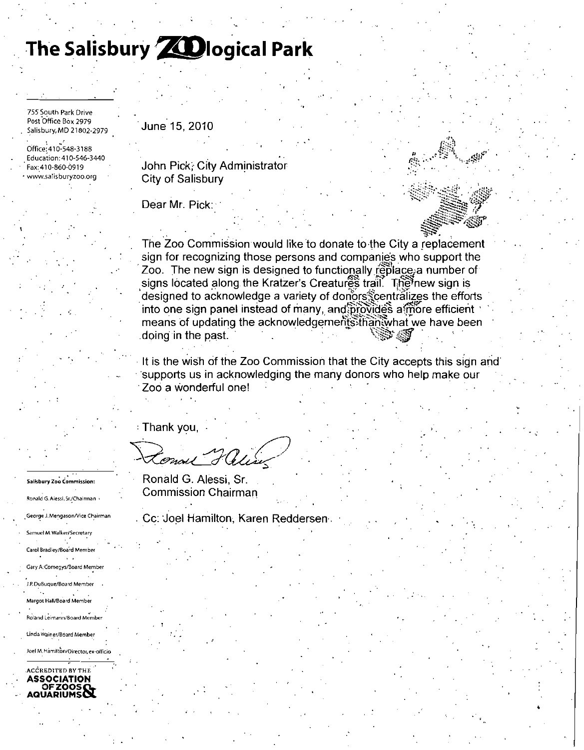# The Salisbury ZOOlogical Park

755 South Park Drive
Post Office Box 2979
Salisbury, MD 21802-2979

Office: 410-548-3188
Education: 410-546-3440
Fax: 410-860-0919
www.salisburyzoo.org

June 15, 2010

John Pick, City Administrator
City of Salisbury

Dear Mr. Pick:

The Zoo Commission would like to donate to the City a replacement sign for recognizing those persons and companies who support the Zoo. The new sign is designed to functionally replace a number of signs located along the Kratzer's Creatures trail. The new sign is designed to acknowledge a variety of donors, centralizes the efforts into one sign panel instead of many, and provides a more efficient means of updating the acknowledgements than what we have been doing in the past.

It is the wish of the Zoo Commission that the City accepts this sign and supports us in acknowledging the many donors who help make our Zoo a wonderful one!

Thank you,

Ronald G. Alessi, Sr.
Commission Chairman

Cc: Joel Hamilton, Karen Reddersen

**Salisbury Zoo Commission:**

Ronald G. Alessi, Sr./Chairman

George J. Mengason/Vice Chairman

Samuel M. Walker/Secretary

Carol Bradley/Board Member

Gary A. Comegys/Board Member

J.P. DuBuque/Board Member

Margot Hall/Board Member

Roland Leimann/Board Member

Linda Wainer/Board Member

Joel M. Hamilton/Director, ex-officio

ACCREDITED BY THE
**ASSOCIATION OF ZOOS & AQUARIUMS**